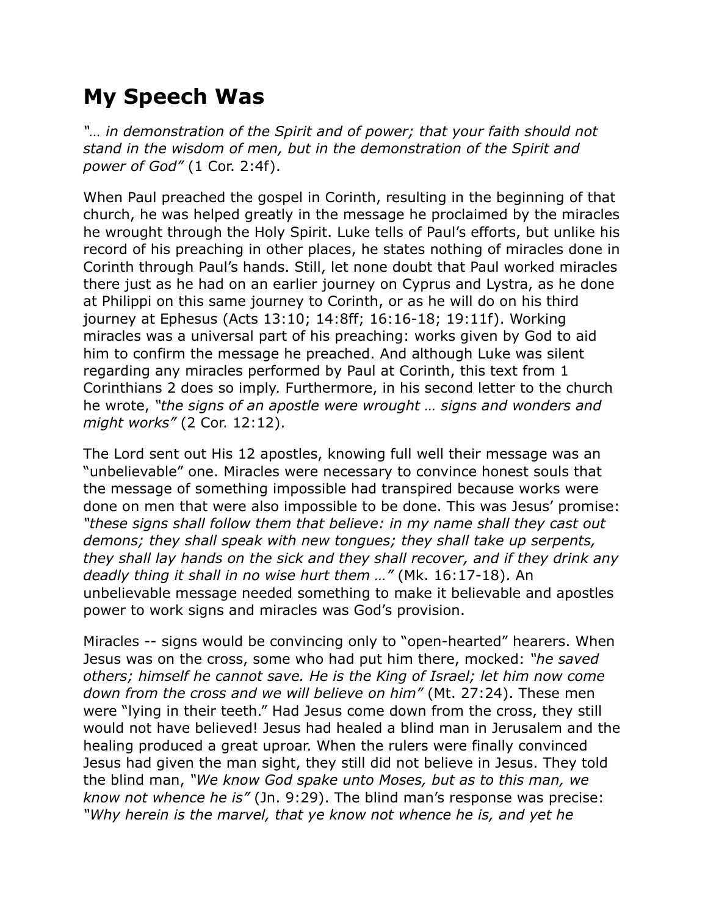# My Speech Was

*"… in demonstration of the Spirit and of power; that your faith should not stand in the wisdom of men, but in the demonstration of the Spirit and power of God"* (1 Cor. 2:4f).

When Paul preached the gospel in Corinth, resulting in the beginning of that church, he was helped greatly in the message he proclaimed by the miracles he wrought through the Holy Spirit. Luke tells of Paul's efforts, but unlike his record of his preaching in other places, he states nothing of miracles done in Corinth through Paul's hands. Still, let none doubt that Paul worked miracles there just as he had on an earlier journey on Cyprus and Lystra, as he done at Philippi on this same journey to Corinth, or as he will do on his third journey at Ephesus (Acts 13:10; 14:8ff; 16:16-18; 19:11f). Working miracles was a universal part of his preaching: works given by God to aid him to confirm the message he preached. And although Luke was silent regarding any miracles performed by Paul at Corinth, this text from 1 Corinthians 2 does so imply. Furthermore, in his second letter to the church he wrote, *"the signs of an apostle were wrought … signs and wonders and might works"* (2 Cor. 12:12).

The Lord sent out His 12 apostles, knowing full well their message was an "unbelievable" one. Miracles were necessary to convince honest souls that the message of something impossible had transpired because works were done on men that were also impossible to be done. This was Jesus' promise: *"these signs shall follow them that believe: in my name shall they cast out demons; they shall speak with new tongues; they shall take up serpents, they shall lay hands on the sick and they shall recover, and if they drink any deadly thing it shall in no wise hurt them …"* (Mk. 16:17-18). An unbelievable message needed something to make it believable and apostles power to work signs and miracles was God's provision.

Miracles -- signs would be convincing only to "open-hearted" hearers. When Jesus was on the cross, some who had put him there, mocked: *"he saved others; himself he cannot save. He is the King of Israel; let him now come down from the cross and we will believe on him"* (Mt. 27:24). These men were "lying in their teeth." Had Jesus come down from the cross, they still would not have believed! Jesus had healed a blind man in Jerusalem and the healing produced a great uproar. When the rulers were finally convinced Jesus had given the man sight, they still did not believe in Jesus. They told the blind man, *"We know God spake unto Moses, but as to this man, we know not whence he is"* (Jn. 9:29). The blind man's response was precise: *"Why herein is the marvel, that ye know not whence he is, and yet he*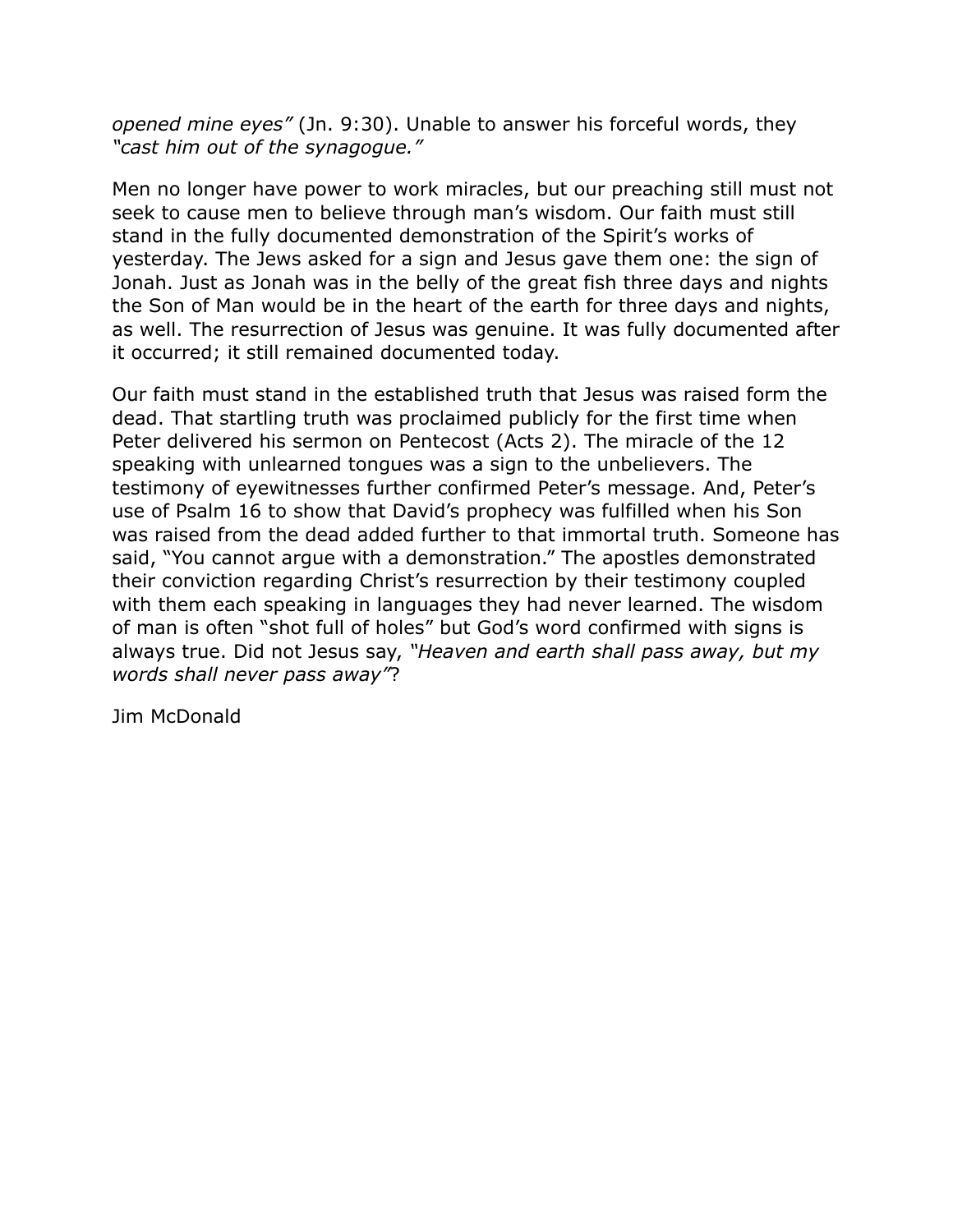*opened mine eyes"* (Jn. 9:30). Unable to answer his forceful words, they *"cast him out of the synagogue."*

Men no longer have power to work miracles, but our preaching still must not seek to cause men to believe through man's wisdom. Our faith must still stand in the fully documented demonstration of the Spirit's works of yesterday. The Jews asked for a sign and Jesus gave them one: the sign of Jonah. Just as Jonah was in the belly of the great fish three days and nights the Son of Man would be in the heart of the earth for three days and nights, as well. The resurrection of Jesus was genuine. It was fully documented after it occurred; it still remained documented today.

Our faith must stand in the established truth that Jesus was raised form the dead. That startling truth was proclaimed publicly for the first time when Peter delivered his sermon on Pentecost (Acts 2). The miracle of the 12 speaking with unlearned tongues was a sign to the unbelievers. The testimony of eyewitnesses further confirmed Peter's message. And, Peter's use of Psalm 16 to show that David's prophecy was fulfilled when his Son was raised from the dead added further to that immortal truth. Someone has said, "You cannot argue with a demonstration." The apostles demonstrated their conviction regarding Christ's resurrection by their testimony coupled with them each speaking in languages they had never learned. The wisdom of man is often "shot full of holes" but God's word confirmed with signs is always true. Did not Jesus say, *"Heaven and earth shall pass away, but my words shall never pass away"*?

Jim McDonald